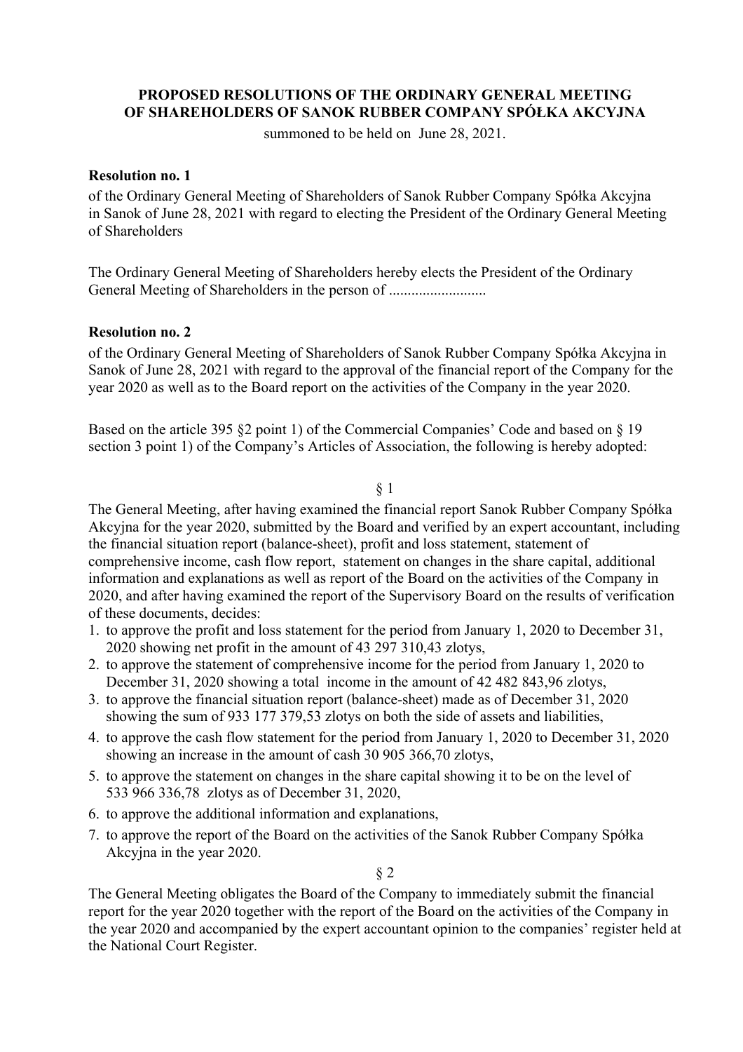# PROPOSED RESOLUTIONS OF THE ORDINARY GENERAL MEETING OF SHAREHOLDERS OF SANOK RUBBER COMPANY SPÓŁKA AKCYJNA

summoned to be held on June 28, 2021.

**Resolution no. 1**

of the Ordinary General Meeting of Shareholders of Sanok Rubber Company Spółka Akcyjna in Sanok of June 28, 2021 with regard to electing the President of the Ordinary General Meeting of Shareholders

The Ordinary General Meeting of Shareholders hereby elects the President of the Ordinary General Meeting of Shareholders in the person of ..........................

**Resolution no. 2**

of the Ordinary General Meeting of Shareholders of Sanok Rubber Company Spółka Akcyjna in Sanok of June 28, 2021 with regard to the approval of the financial report of the Company for the year 2020 as well as to the Board report on the activities of the Company in the year 2020.

Based on the article 395 §2 point 1) of the Commercial Companies' Code and based on § 19 section 3 point 1) of the Company's Articles of Association, the following is hereby adopted:

§ 1

The General Meeting, after having examined the financial report Sanok Rubber Company Spółka Akcyjna for the year 2020, submitted by the Board and verified by an expert accountant, including the financial situation report (balance-sheet), profit and loss statement, statement of comprehensive income, cash flow report, statement on changes in the share capital, additional information and explanations as well as report of the Board on the activities of the Company in 2020, and after having examined the report of the Supervisory Board on the results of verification of these documents, decides:

1. to approve the profit and loss statement for the period from January 1, 2020 to December 31, 2020 showing net profit in the amount of 43 297 310,43 zlotys,
2. to approve the statement of comprehensive income for the period from January 1, 2020 to December 31, 2020 showing a total income in the amount of 42 482 843,96 zlotys,
3. to approve the financial situation report (balance-sheet) made as of December 31, 2020 showing the sum of 933 177 379,53 zlotys on both the side of assets and liabilities,
4. to approve the cash flow statement for the period from January 1, 2020 to December 31, 2020 showing an increase in the amount of cash 30 905 366,70 zlotys,
5. to approve the statement on changes in the share capital showing it to be on the level of 533 966 336,78 zlotys as of December 31, 2020,
6. to approve the additional information and explanations,
7. to approve the report of the Board on the activities of the Sanok Rubber Company Spółka Akcyjna in the year 2020.

§ 2

The General Meeting obligates the Board of the Company to immediately submit the financial report for the year 2020 together with the report of the Board on the activities of the Company in the year 2020 and accompanied by the expert accountant opinion to the companies' register held at the National Court Register.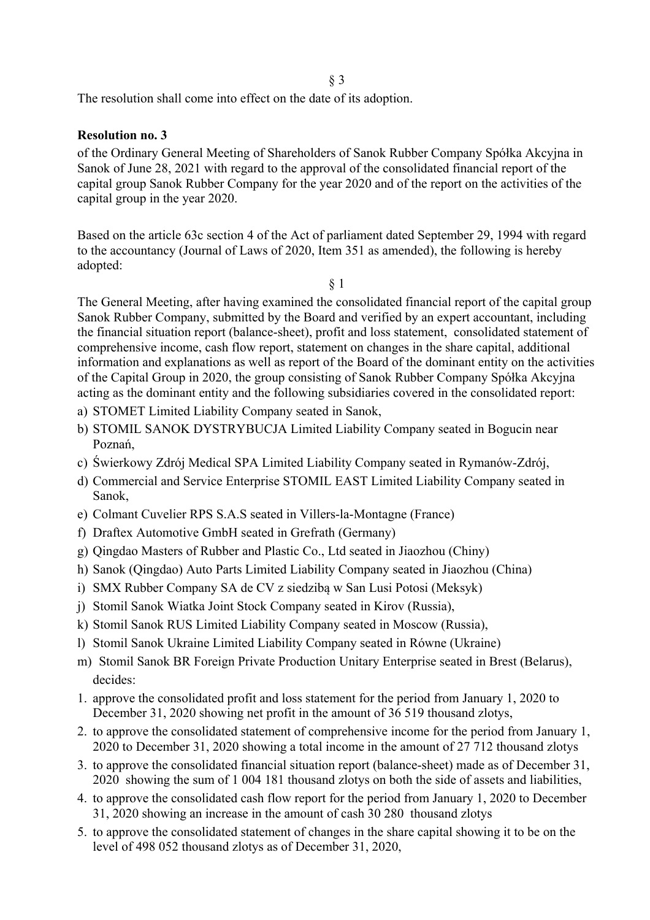§ 3

The resolution shall come into effect on the date of its adoption.

**Resolution no. 3**

of the Ordinary General Meeting of Shareholders of Sanok Rubber Company Spółka Akcyjna in Sanok of June 28, 2021 with regard to the approval of the consolidated financial report of the capital group Sanok Rubber Company for the year 2020 and of the report on the activities of the capital group in the year 2020.

Based on the article 63c section 4 of the Act of parliament dated September 29, 1994 with regard to the accountancy (Journal of Laws of 2020, Item 351 as amended), the following is hereby adopted:

§ 1

The General Meeting, after having examined the consolidated financial report of the capital group Sanok Rubber Company, submitted by the Board and verified by an expert accountant, including the financial situation report (balance-sheet), profit and loss statement, consolidated statement of comprehensive income, cash flow report, statement on changes in the share capital, additional information and explanations as well as report of the Board of the dominant entity on the activities of the Capital Group in 2020, the group consisting of Sanok Rubber Company Spółka Akcyjna acting as the dominant entity and the following subsidiaries covered in the consolidated report:

a) STOMET Limited Liability Company seated in Sanok,
b) STOMIL SANOK DYSTRYBUCJA Limited Liability Company seated in Bogucin near Poznań,
c) Świerkowy Zdrój Medical SPA Limited Liability Company seated in Rymanów-Zdrój,
d) Commercial and Service Enterprise STOMIL EAST Limited Liability Company seated in Sanok,
e) Colmant Cuvelier RPS S.A.S seated in Villers-la-Montagne (France)
f) Draftex Automotive GmbH seated in Grefrath (Germany)
g) Qingdao Masters of Rubber and Plastic Co., Ltd seated in Jiaozhou (Chiny)
h) Sanok (Qingdao) Auto Parts Limited Liability Company seated in Jiaozhou (China)
i) SMX Rubber Company SA de CV z siedzibą w San Lusi Potosi (Meksyk)
j) Stomil Sanok Wiatka Joint Stock Company seated in Kirov (Russia),
k) Stomil Sanok RUS Limited Liability Company seated in Moscow (Russia),
l) Stomil Sanok Ukraine Limited Liability Company seated in Równe (Ukraine)
m) Stomil Sanok BR Foreign Private Production Unitary Enterprise seated in Brest (Belarus),

decides:

1. approve the consolidated profit and loss statement for the period from January 1, 2020 to December 31, 2020 showing net profit in the amount of 36 519 thousand zlotys,
2. to approve the consolidated statement of comprehensive income for the period from January 1, 2020 to December 31, 2020 showing a total income in the amount of 27 712 thousand zlotys
3. to approve the consolidated financial situation report (balance-sheet) made as of December 31, 2020 showing the sum of 1 004 181 thousand zlotys on both the side of assets and liabilities,
4. to approve the consolidated cash flow report for the period from January 1, 2020 to December 31, 2020 showing an increase in the amount of cash 30 280 thousand zlotys
5. to approve the consolidated statement of changes in the share capital showing it to be on the level of 498 052 thousand zlotys as of December 31, 2020,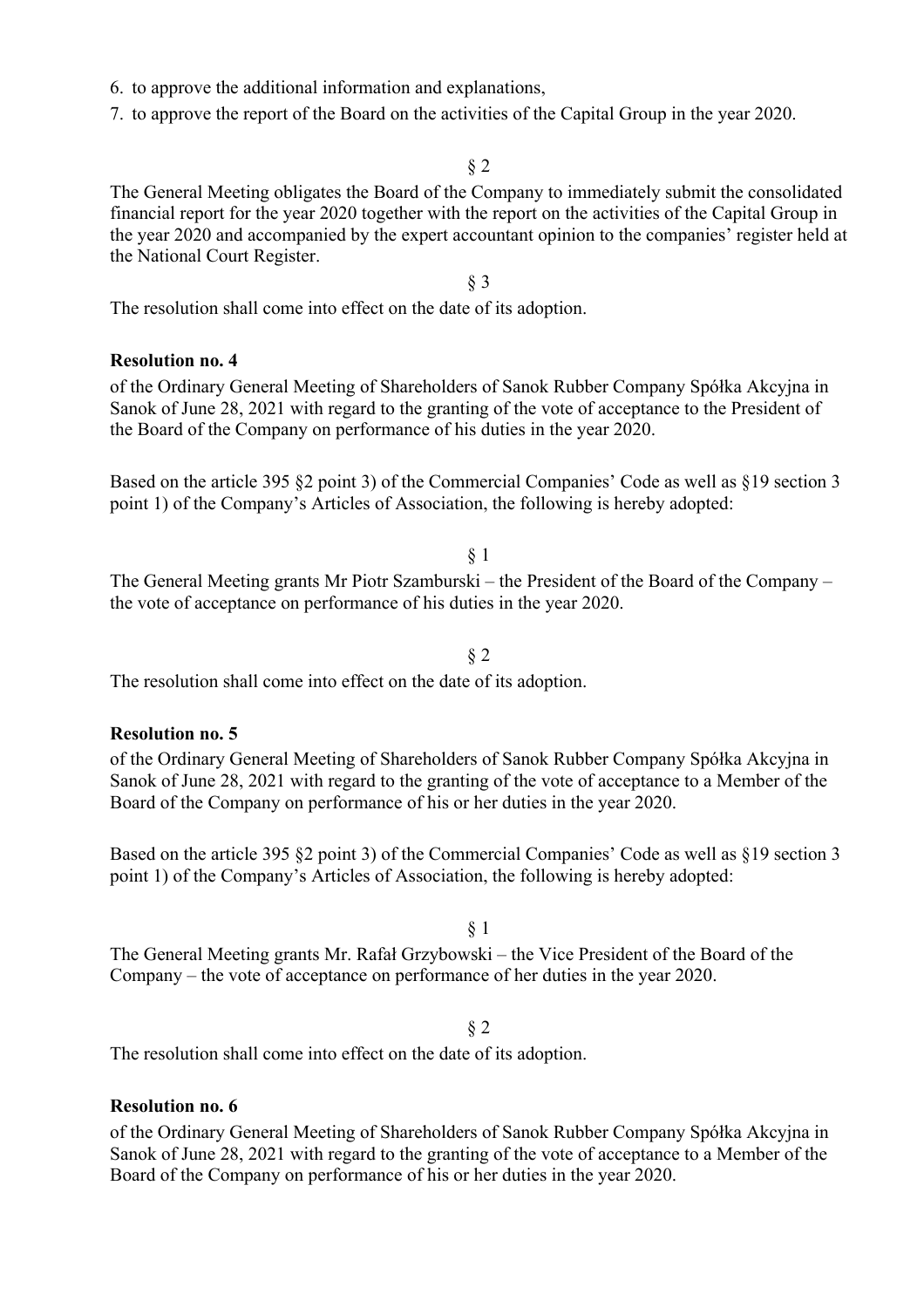6. to approve the additional information and explanations,
7. to approve the report of the Board on the activities of the Capital Group in the year 2020.

§ 2

The General Meeting obligates the Board of the Company to immediately submit the consolidated financial report for the year 2020 together with the report on the activities of the Capital Group in the year 2020 and accompanied by the expert accountant opinion to the companies' register held at the National Court Register.

§ 3

The resolution shall come into effect on the date of its adoption.

**Resolution no. 4**

of the Ordinary General Meeting of Shareholders of Sanok Rubber Company Spółka Akcyjna in Sanok of June 28, 2021 with regard to the granting of the vote of acceptance to the President of the Board of the Company on performance of his duties in the year 2020.

Based on the article 395 §2 point 3) of the Commercial Companies' Code as well as §19 section 3 point 1) of the Company's Articles of Association, the following is hereby adopted:

§ 1

The General Meeting grants Mr Piotr Szamburski – the President of the Board of the Company – the vote of acceptance on performance of his duties in the year 2020.

§ 2

The resolution shall come into effect on the date of its adoption.

**Resolution no. 5**

of the Ordinary General Meeting of Shareholders of Sanok Rubber Company Spółka Akcyjna in Sanok of June 28, 2021 with regard to the granting of the vote of acceptance to a Member of the Board of the Company on performance of his or her duties in the year 2020.

Based on the article 395 §2 point 3) of the Commercial Companies' Code as well as §19 section 3 point 1) of the Company's Articles of Association, the following is hereby adopted:

§ 1

The General Meeting grants Mr. Rafał Grzybowski – the Vice President of the Board of the Company – the vote of acceptance on performance of her duties in the year 2020.

§ 2

The resolution shall come into effect on the date of its adoption.

**Resolution no. 6**

of the Ordinary General Meeting of Shareholders of Sanok Rubber Company Spółka Akcyjna in Sanok of June 28, 2021 with regard to the granting of the vote of acceptance to a Member of the Board of the Company on performance of his or her duties in the year 2020.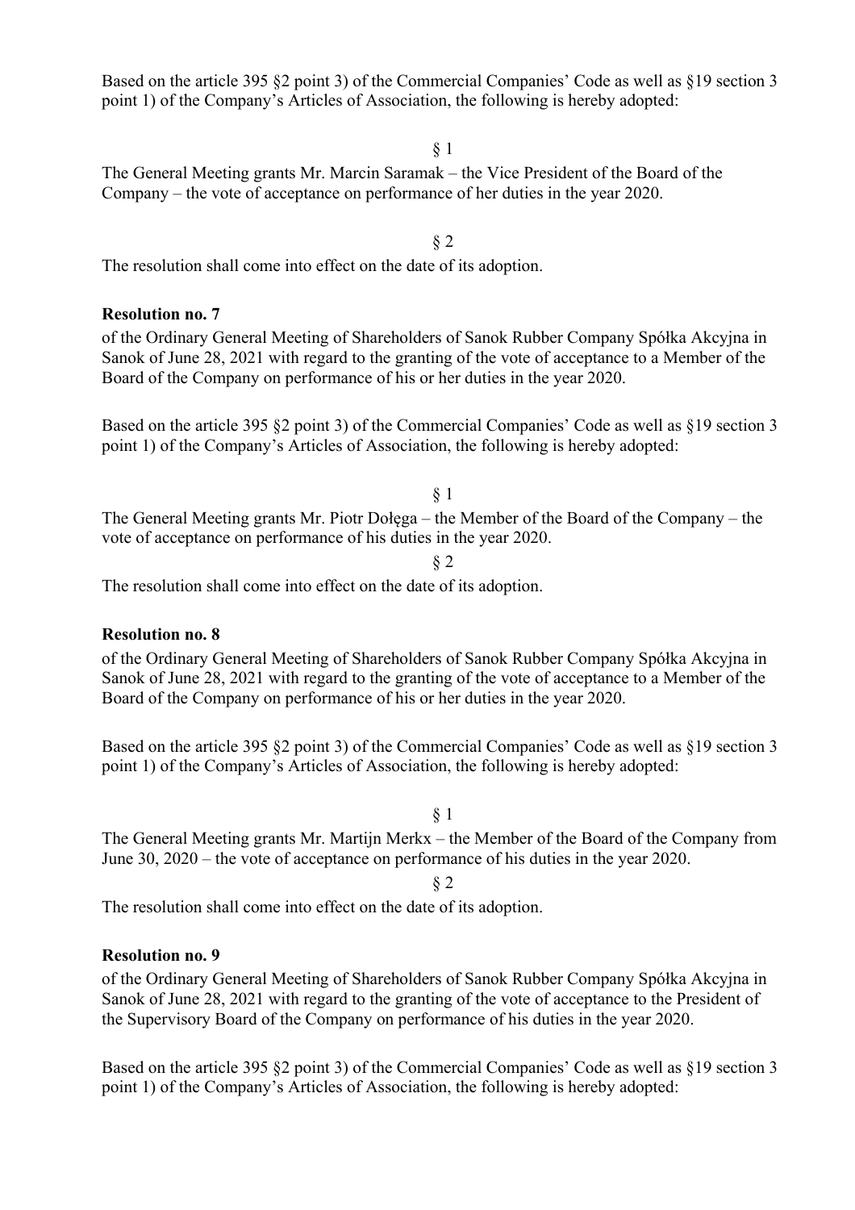Based on the article 395 §2 point 3) of the Commercial Companies' Code as well as §19 section 3 point 1) of the Company's Articles of Association, the following is hereby adopted:

§ 1

The General Meeting grants Mr. Marcin Saramak – the Vice President of the Board of the Company – the vote of acceptance on performance of her duties in the year 2020.

§ 2

The resolution shall come into effect on the date of its adoption.

**Resolution no. 7**

of the Ordinary General Meeting of Shareholders of Sanok Rubber Company Spółka Akcyjna in Sanok of June 28, 2021 with regard to the granting of the vote of acceptance to a Member of the Board of the Company on performance of his or her duties in the year 2020.

Based on the article 395 §2 point 3) of the Commercial Companies' Code as well as §19 section 3 point 1) of the Company's Articles of Association, the following is hereby adopted:

§ 1

The General Meeting grants Mr. Piotr Dołęga – the Member of the Board of the Company – the vote of acceptance on performance of his duties in the year 2020.

§ 2

The resolution shall come into effect on the date of its adoption.

**Resolution no. 8**

of the Ordinary General Meeting of Shareholders of Sanok Rubber Company Spółka Akcyjna in Sanok of June 28, 2021 with regard to the granting of the vote of acceptance to a Member of the Board of the Company on performance of his or her duties in the year 2020.

Based on the article 395 §2 point 3) of the Commercial Companies' Code as well as §19 section 3 point 1) of the Company's Articles of Association, the following is hereby adopted:

§ 1

The General Meeting grants Mr. Martijn Merkx – the Member of the Board of the Company from June 30, 2020 – the vote of acceptance on performance of his duties in the year 2020.

§ 2

The resolution shall come into effect on the date of its adoption.

**Resolution no. 9**

of the Ordinary General Meeting of Shareholders of Sanok Rubber Company Spółka Akcyjna in Sanok of June 28, 2021 with regard to the granting of the vote of acceptance to the President of the Supervisory Board of the Company on performance of his duties in the year 2020.

Based on the article 395 §2 point 3) of the Commercial Companies' Code as well as §19 section 3 point 1) of the Company's Articles of Association, the following is hereby adopted: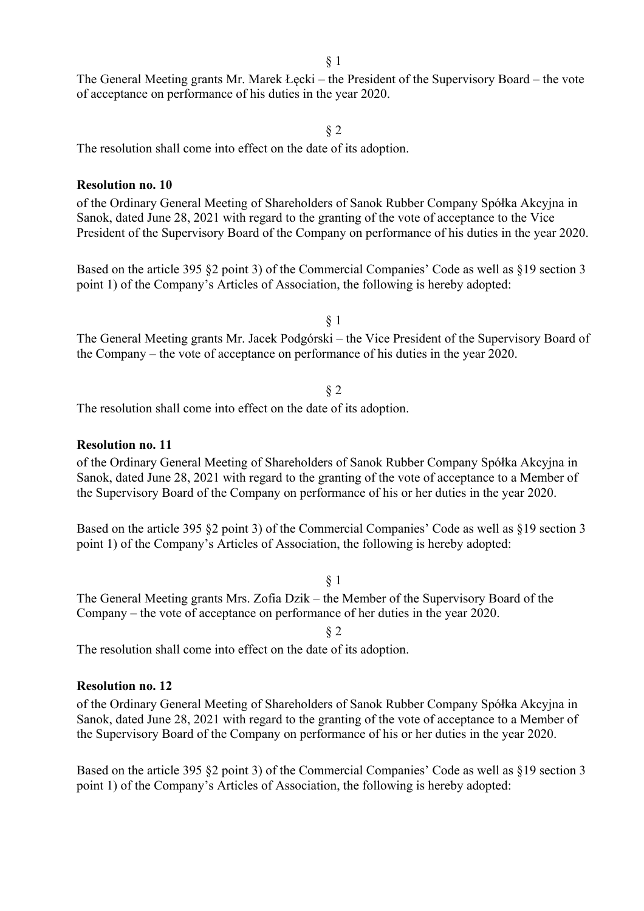§ 1

The General Meeting grants Mr. Marek Łęcki – the President of the Supervisory Board – the vote of acceptance on performance of his duties in the year 2020.

§ 2

The resolution shall come into effect on the date of its adoption.

**Resolution no. 10**

of the Ordinary General Meeting of Shareholders of Sanok Rubber Company Spółka Akcyjna in Sanok, dated June 28, 2021 with regard to the granting of the vote of acceptance to the Vice President of the Supervisory Board of the Company on performance of his duties in the year 2020.

Based on the article 395 §2 point 3) of the Commercial Companies' Code as well as §19 section 3 point 1) of the Company's Articles of Association, the following is hereby adopted:

§ 1

The General Meeting grants Mr. Jacek Podgórski – the Vice President of the Supervisory Board of the Company – the vote of acceptance on performance of his duties in the year 2020.

§ 2

The resolution shall come into effect on the date of its adoption.

**Resolution no. 11**

of the Ordinary General Meeting of Shareholders of Sanok Rubber Company Spółka Akcyjna in Sanok, dated June 28, 2021 with regard to the granting of the vote of acceptance to a Member of the Supervisory Board of the Company on performance of his or her duties in the year 2020.

Based on the article 395 §2 point 3) of the Commercial Companies' Code as well as §19 section 3 point 1) of the Company's Articles of Association, the following is hereby adopted:

§ 1

The General Meeting grants Mrs. Zofia Dzik – the Member of the Supervisory Board of the Company – the vote of acceptance on performance of her duties in the year 2020.

§ 2

The resolution shall come into effect on the date of its adoption.

**Resolution no. 12**

of the Ordinary General Meeting of Shareholders of Sanok Rubber Company Spółka Akcyjna in Sanok, dated June 28, 2021 with regard to the granting of the vote of acceptance to a Member of the Supervisory Board of the Company on performance of his or her duties in the year 2020.

Based on the article 395 §2 point 3) of the Commercial Companies' Code as well as §19 section 3 point 1) of the Company's Articles of Association, the following is hereby adopted: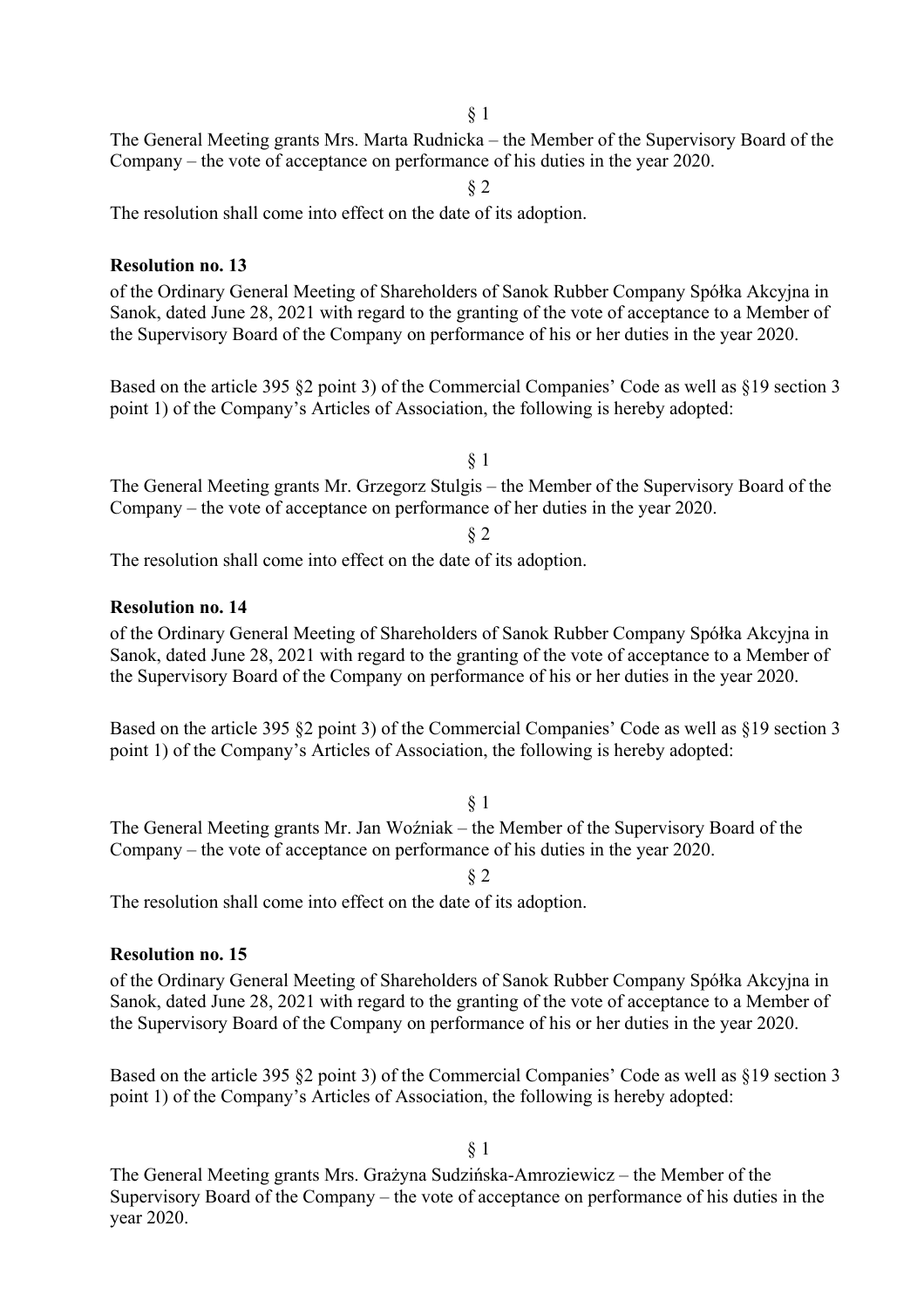§ 1

The General Meeting grants Mrs. Marta Rudnicka – the Member of the Supervisory Board of the Company – the vote of acceptance on performance of his duties in the year 2020.

§ 2

The resolution shall come into effect on the date of its adoption.

**Resolution no. 13**

of the Ordinary General Meeting of Shareholders of Sanok Rubber Company Spółka Akcyjna in Sanok, dated June 28, 2021 with regard to the granting of the vote of acceptance to a Member of the Supervisory Board of the Company on performance of his or her duties in the year 2020.

Based on the article 395 §2 point 3) of the Commercial Companies' Code as well as §19 section 3 point 1) of the Company's Articles of Association, the following is hereby adopted:

§ 1

The General Meeting grants Mr. Grzegorz Stulgis – the Member of the Supervisory Board of the Company – the vote of acceptance on performance of her duties in the year 2020.

§ 2

The resolution shall come into effect on the date of its adoption.

**Resolution no. 14**

of the Ordinary General Meeting of Shareholders of Sanok Rubber Company Spółka Akcyjna in Sanok, dated June 28, 2021 with regard to the granting of the vote of acceptance to a Member of the Supervisory Board of the Company on performance of his or her duties in the year 2020.

Based on the article 395 §2 point 3) of the Commercial Companies' Code as well as §19 section 3 point 1) of the Company's Articles of Association, the following is hereby adopted:

§ 1

The General Meeting grants Mr. Jan Woźniak – the Member of the Supervisory Board of the Company – the vote of acceptance on performance of his duties in the year 2020.

§ 2

The resolution shall come into effect on the date of its adoption.

**Resolution no. 15**

of the Ordinary General Meeting of Shareholders of Sanok Rubber Company Spółka Akcyjna in Sanok, dated June 28, 2021 with regard to the granting of the vote of acceptance to a Member of the Supervisory Board of the Company on performance of his or her duties in the year 2020.

Based on the article 395 §2 point 3) of the Commercial Companies' Code as well as §19 section 3 point 1) of the Company's Articles of Association, the following is hereby adopted:

§ 1

The General Meeting grants Mrs. Grażyna Sudzińska-Amroziewicz – the Member of the Supervisory Board of the Company – the vote of acceptance on performance of his duties in the year 2020.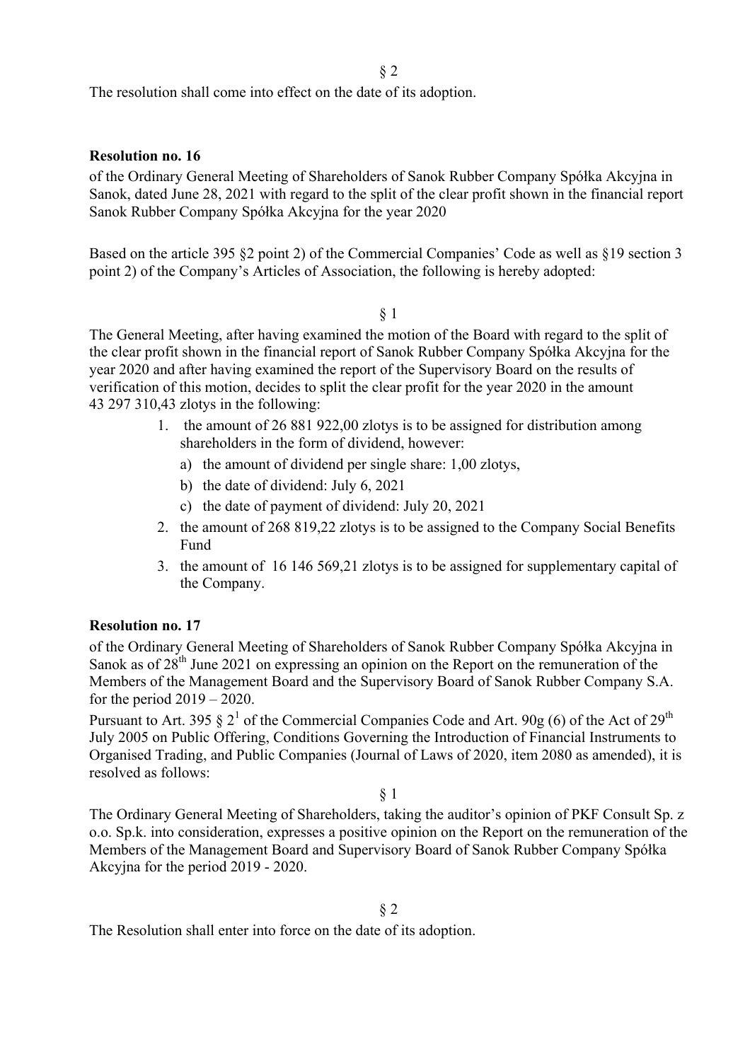§ 2

The resolution shall come into effect on the date of its adoption.

**Resolution no. 16**

of the Ordinary General Meeting of Shareholders of Sanok Rubber Company Spółka Akcyjna in Sanok, dated June 28, 2021 with regard to the split of the clear profit shown in the financial report Sanok Rubber Company Spółka Akcyjna for the year 2020

Based on the article 395 §2 point 2) of the Commercial Companies' Code as well as §19 section 3 point 2) of the Company's Articles of Association, the following is hereby adopted:

§ 1

The General Meeting, after having examined the motion of the Board with regard to the split of the clear profit shown in the financial report of Sanok Rubber Company Spółka Akcyjna for the year 2020 and after having examined the report of the Supervisory Board on the results of verification of this motion, decides to split the clear profit for the year 2020 in the amount 43 297 310,43 zlotys in the following:

1. the amount of 26 881 922,00 zlotys is to be assigned for distribution among shareholders in the form of dividend, however:
   a) the amount of dividend per single share: 1,00 zlotys,
   b) the date of dividend: July 6, 2021
   c) the date of payment of dividend: July 20, 2021
2. the amount of 268 819,22 zlotys is to be assigned to the Company Social Benefits Fund
3. the amount of 16 146 569,21 zlotys is to be assigned for supplementary capital of the Company.

**Resolution no. 17**

of the Ordinary General Meeting of Shareholders of Sanok Rubber Company Spółka Akcyjna in Sanok as of 28th June 2021 on expressing an opinion on the Report on the remuneration of the Members of the Management Board and the Supervisory Board of Sanok Rubber Company S.A. for the period 2019 – 2020.

Pursuant to Art. 395 § $2^1$ of the Commercial Companies Code and Art. 90g (6) of the Act of 29th July 2005 on Public Offering, Conditions Governing the Introduction of Financial Instruments to Organised Trading, and Public Companies (Journal of Laws of 2020, item 2080 as amended), it is resolved as follows:

§ 1

The Ordinary General Meeting of Shareholders, taking the auditor's opinion of PKF Consult Sp. z o.o. Sp.k. into consideration, expresses a positive opinion on the Report on the remuneration of the Members of the Management Board and Supervisory Board of Sanok Rubber Company Spółka Akcyjna for the period 2019 - 2020.

§ 2

The Resolution shall enter into force on the date of its adoption.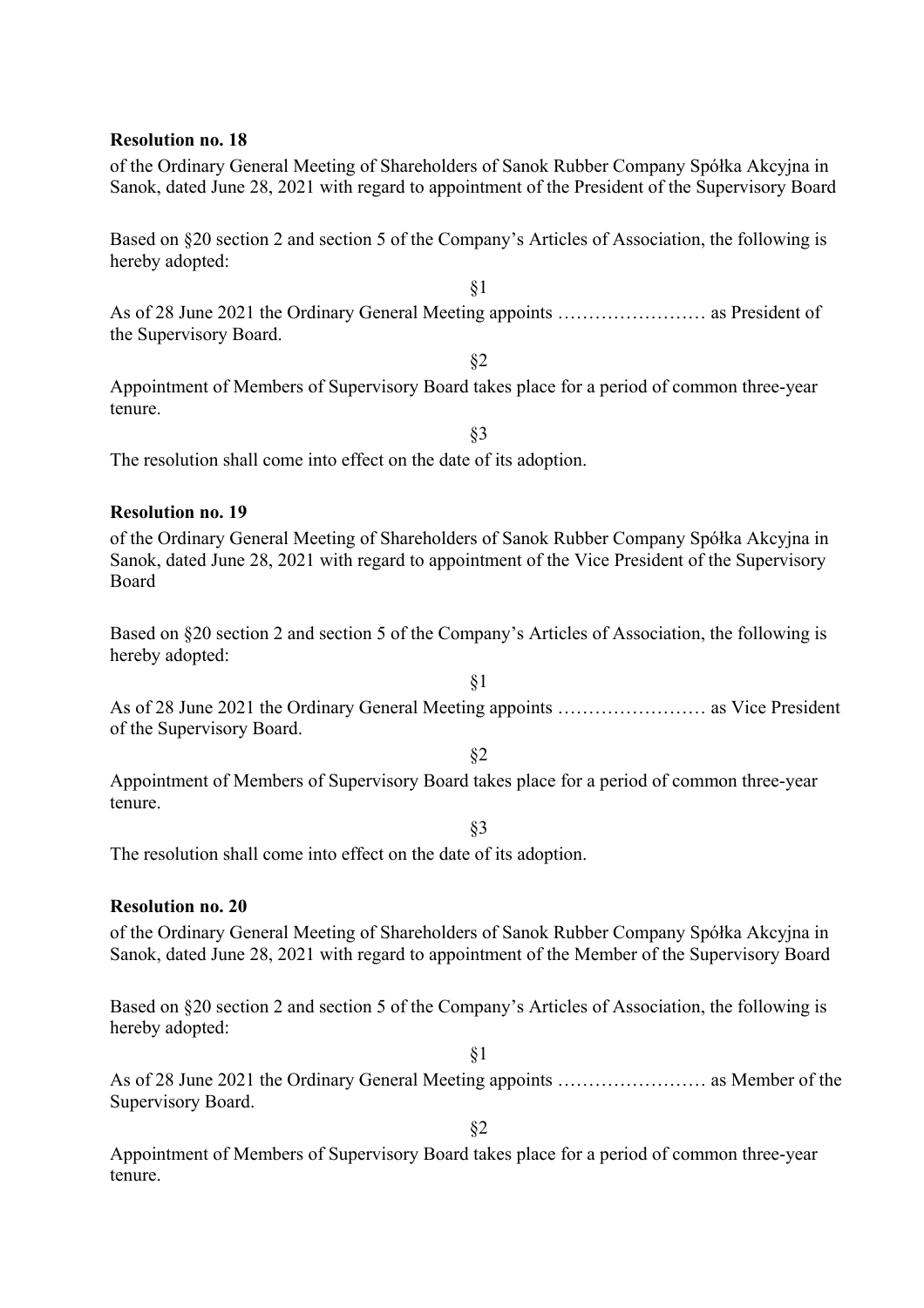**Resolution no. 18**

of the Ordinary General Meeting of Shareholders of Sanok Rubber Company Spółka Akcyjna in Sanok, dated June 28, 2021 with regard to appointment of the President of the Supervisory Board

Based on §20 section 2 and section 5 of the Company's Articles of Association, the following is hereby adopted:

§1

As of 28 June 2021 the Ordinary General Meeting appoints …………………… as President of the Supervisory Board.

§2

Appointment of Members of Supervisory Board takes place for a period of common three-year tenure.

§3

The resolution shall come into effect on the date of its adoption.

**Resolution no. 19**

of the Ordinary General Meeting of Shareholders of Sanok Rubber Company Spółka Akcyjna in Sanok, dated June 28, 2021 with regard to appointment of the Vice President of the Supervisory Board

Based on §20 section 2 and section 5 of the Company's Articles of Association, the following is hereby adopted:

§1

As of 28 June 2021 the Ordinary General Meeting appoints …………………… as Vice President of the Supervisory Board.

§2

Appointment of Members of Supervisory Board takes place for a period of common three-year tenure.

§3

The resolution shall come into effect on the date of its adoption.

**Resolution no. 20**

of the Ordinary General Meeting of Shareholders of Sanok Rubber Company Spółka Akcyjna in Sanok, dated June 28, 2021 with regard to appointment of the Member of the Supervisory Board

Based on §20 section 2 and section 5 of the Company's Articles of Association, the following is hereby adopted:

§1

As of 28 June 2021 the Ordinary General Meeting appoints …………………… as Member of the Supervisory Board.

§2

Appointment of Members of Supervisory Board takes place for a period of common three-year tenure.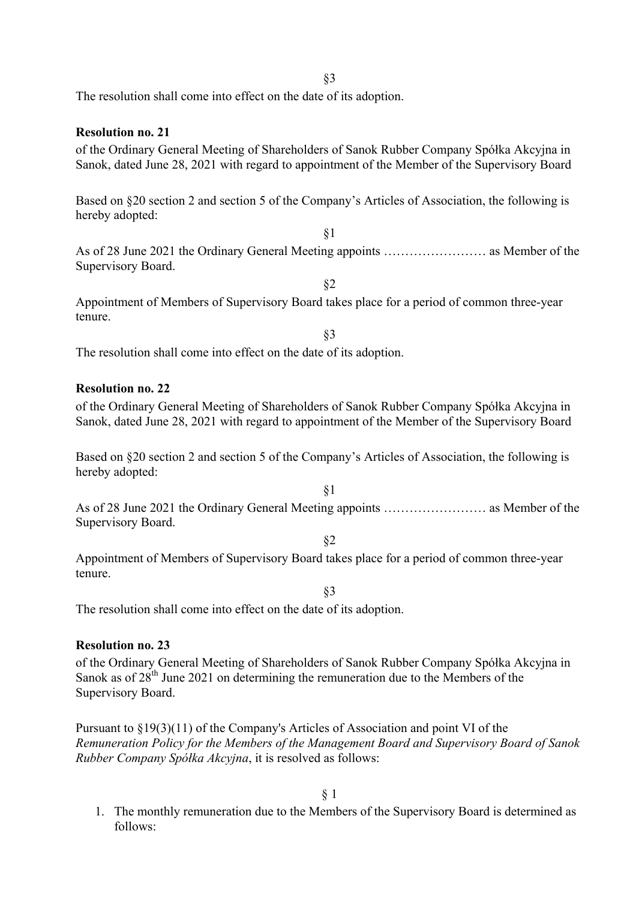§3

The resolution shall come into effect on the date of its adoption.

**Resolution no. 21**

of the Ordinary General Meeting of Shareholders of Sanok Rubber Company Spółka Akcyjna in Sanok, dated June 28, 2021 with regard to appointment of the Member of the Supervisory Board

Based on §20 section 2 and section 5 of the Company's Articles of Association, the following is hereby adopted:

§1

As of 28 June 2021 the Ordinary General Meeting appoints …………………… as Member of the Supervisory Board.

§2

Appointment of Members of Supervisory Board takes place for a period of common three-year tenure.

§3

The resolution shall come into effect on the date of its adoption.

**Resolution no. 22**

of the Ordinary General Meeting of Shareholders of Sanok Rubber Company Spółka Akcyjna in Sanok, dated June 28, 2021 with regard to appointment of the Member of the Supervisory Board

Based on §20 section 2 and section 5 of the Company's Articles of Association, the following is hereby adopted:

§1

As of 28 June 2021 the Ordinary General Meeting appoints …………………… as Member of the Supervisory Board.

§2

Appointment of Members of Supervisory Board takes place for a period of common three-year tenure.

§3

The resolution shall come into effect on the date of its adoption.

**Resolution no. 23**

of the Ordinary General Meeting of Shareholders of Sanok Rubber Company Spółka Akcyjna in Sanok as of 28th June 2021 on determining the remuneration due to the Members of the Supervisory Board.

Pursuant to §19(3)(11) of the Company's Articles of Association and point VI of the *Remuneration Policy for the Members of the Management Board and Supervisory Board of Sanok Rubber Company Spółka Akcyjna*, it is resolved as follows:

§ 1

1. The monthly remuneration due to the Members of the Supervisory Board is determined as follows: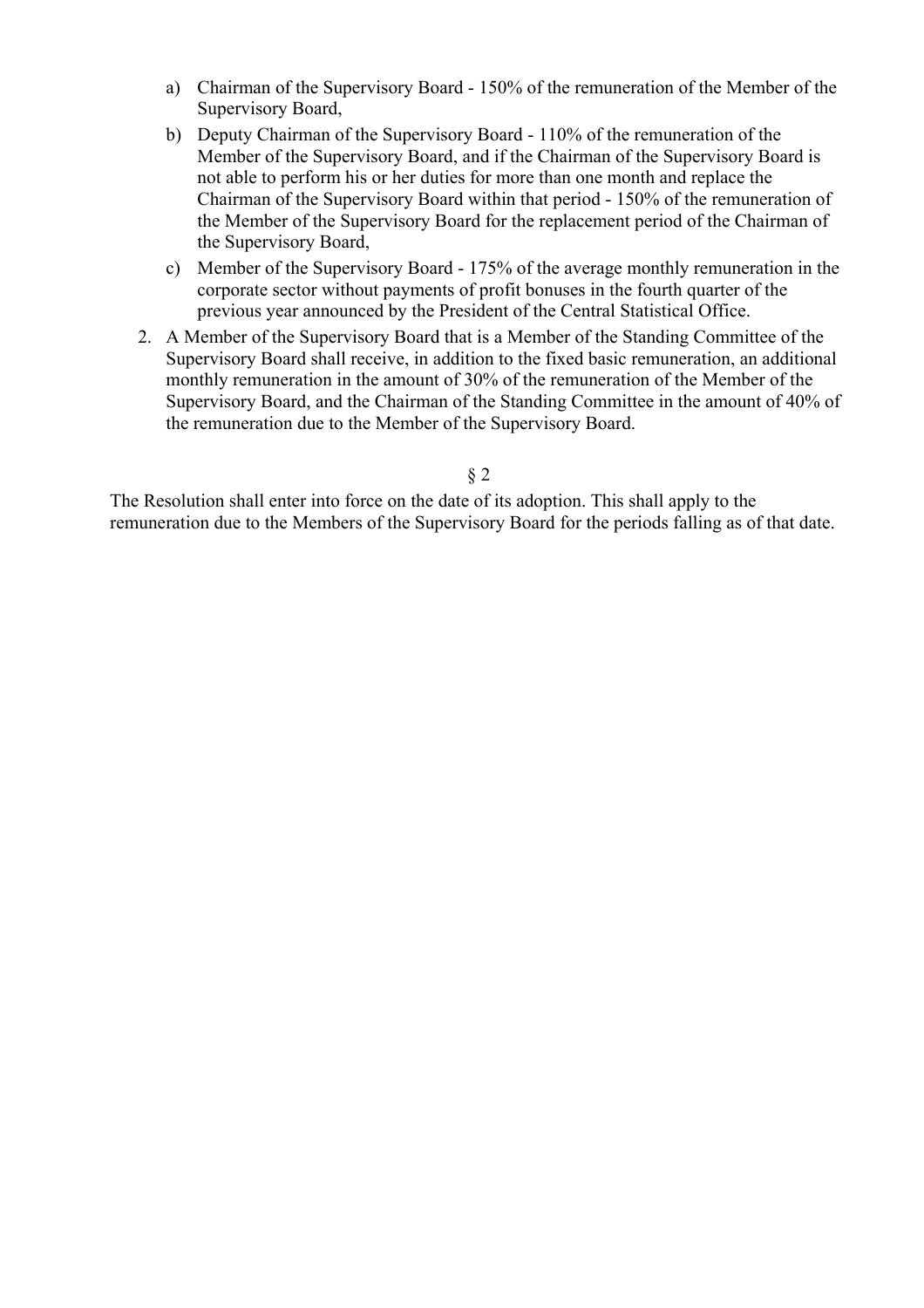a) Chairman of the Supervisory Board - 150% of the remuneration of the Member of the Supervisory Board,
b) Deputy Chairman of the Supervisory Board - 110% of the remuneration of the Member of the Supervisory Board, and if the Chairman of the Supervisory Board is not able to perform his or her duties for more than one month and replace the Chairman of the Supervisory Board within that period - 150% of the remuneration of the Member of the Supervisory Board for the replacement period of the Chairman of the Supervisory Board,
c) Member of the Supervisory Board - 175% of the average monthly remuneration in the corporate sector without payments of profit bonuses in the fourth quarter of the previous year announced by the President of the Central Statistical Office.

2. A Member of the Supervisory Board that is a Member of the Standing Committee of the Supervisory Board shall receive, in addition to the fixed basic remuneration, an additional monthly remuneration in the amount of 30% of the remuneration of the Member of the Supervisory Board, and the Chairman of the Standing Committee in the amount of 40% of the remuneration due to the Member of the Supervisory Board.

§ 2

The Resolution shall enter into force on the date of its adoption. This shall apply to the remuneration due to the Members of the Supervisory Board for the periods falling as of that date.